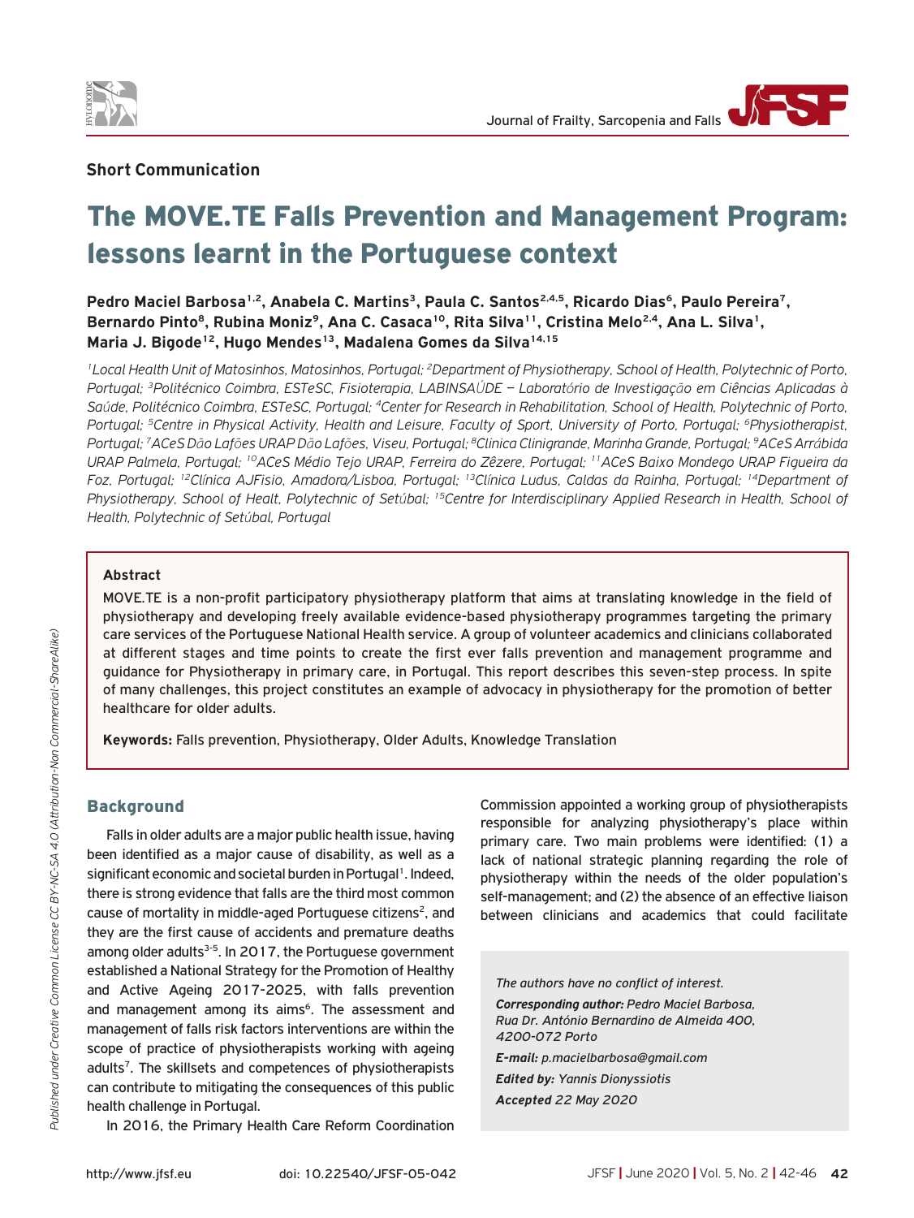**Short Communication**

# The MOVE.TE Falls Prevention and Management Program: lessons learnt in the Portuguese context

**Pedro Maciel Barbosa[1,2], Anabela C. Martins[3], Paula C. Santos[2,4,5], Ricardo Dias[6], Paulo Pereira[7], Bernardo Pinto[8], Rubina Moniz[9], Ana C. Casaca[10], Rita Silva[11], Cristina Melo[2,4], Ana L. Silva[1], Maria J. Bigode[12], Hugo Mendes[13], Madalena Gomes da Silva[14,15]**

*[1]Local Health Unit of Matosinhos, Matosinhos, Portugal; [2]Department of Physiotherapy, School of Health, Polytechnic of Porto, Portugal; [3]Politécnico Coimbra, ESTeSC, Fisioterapia, LABINSAÚDE – Laboratório de Investigação em Ciências Aplicadas à Saúde, Politécnico Coimbra, ESTeSC, Portugal; [4]Center for Research in Rehabilitation, School of Health, Polytechnic of Porto, Portugal; [5]Centre in Physical Activity, Health and Leisure, Faculty of Sport, University of Porto, Portugal; [6]Physiotherapist, Portugal; [7]ACeS Dão Lafões URAP Dão Lafões, Viseu, Portugal; [8]Clinica Clinigrande, Marinha Grande, Portugal; [9]ACeS Arrábida URAP Palmela, Portugal; [10]ACeS Médio Tejo URAP, Ferreira do Zêzere, Portugal; [11]ACeS Baixo Mondego URAP Figueira da Foz, Portugal; [12]Clínica AJFisio, Amadora/Lisboa, Portugal; [13]Clínica Ludus, Caldas da Rainha, Portugal; [14]Department of Physiotherapy, School of Healt, Polytechnic of Setúbal; [15]Centre for Interdisciplinary Applied Research in Health, School of Health, Polytechnic of Setúbal, Portugal*

**Abstract**

MOVE.TE is a non-profit participatory physiotherapy platform that aims at translating knowledge in the field of physiotherapy and developing freely available evidence-based physiotherapy programmes targeting the primary care services of the Portuguese National Health service. A group of volunteer academics and clinicians collaborated at different stages and time points to create the first ever falls prevention and management programme and guidance for Physiotherapy in primary care, in Portugal. This report describes this seven-step process. In spite of many challenges, this project constitutes an example of advocacy in physiotherapy for the promotion of better healthcare for older adults.

**Keywords:** Falls prevention, Physiotherapy, Older Adults, Knowledge Translation

## Background

Falls in older adults are a major public health issue, having been identified as a major cause of disability, as well as a significant economic and societal burden in Portugal[1]. Indeed, there is strong evidence that falls are the third most common cause of mortality in middle-aged Portuguese citizens[2], and they are the first cause of accidents and premature deaths among older adults[3-5]. In 2017, the Portuguese government established a National Strategy for the Promotion of Healthy and Active Ageing 2017-2025, with falls prevention and management among its aims[6]. The assessment and management of falls risk factors interventions are within the scope of practice of physiotherapists working with ageing adults[7]. The skillsets and competences of physiotherapists can contribute to mitigating the consequences of this public health challenge in Portugal.

In 2016, the Primary Health Care Reform Coordination Commission appointed a working group of physiotherapists responsible for analyzing physiotherapy's place within primary care. Two main problems were identified: (1) a lack of national strategic planning regarding the role of physiotherapy within the needs of the older population's self-management; and (2) the absence of an effective liaison between clinicians and academics that could facilitate

*The authors have no conflict of interest.*

***Corresponding author:** Pedro Maciel Barbosa, Rua Dr. António Bernardino de Almeida 400, 4200-072 Porto*

***E-mail:** p.macielbarbosa@gmail.com*

***Edited by:** Yannis Dionyssiotis*

***Accepted** 22 May 2020*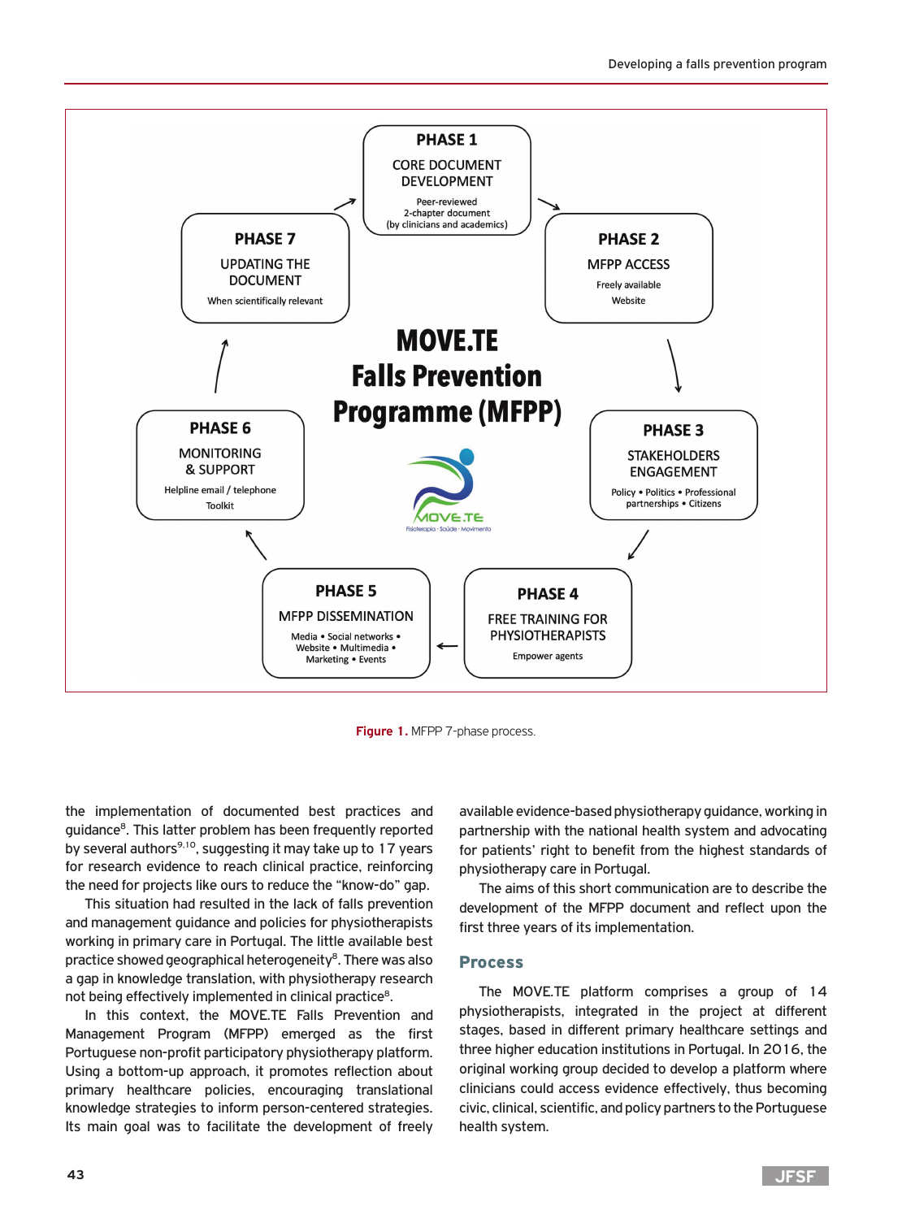Figure 1. MFPP 7-phase process.

the implementation of documented best practices and guidance[8]. This latter problem has been frequently reported by several authors[9,10], suggesting it may take up to 17 years for research evidence to reach clinical practice, reinforcing the need for projects like ours to reduce the "know-do" gap.

This situation had resulted in the lack of falls prevention and management guidance and policies for physiotherapists working in primary care in Portugal. The little available best practice showed geographical heterogeneity[8]. There was also a gap in knowledge translation, with physiotherapy research not being effectively implemented in clinical practice[8].

In this context, the MOVE.TE Falls Prevention and Management Program (MFPP) emerged as the first Portuguese non-profit participatory physiotherapy platform. Using a bottom-up approach, it promotes reflection about primary healthcare policies, encouraging translational knowledge strategies to inform person-centered strategies. Its main goal was to facilitate the development of freely available evidence-based physiotherapy guidance, working in partnership with the national health system and advocating for patients' right to benefit from the highest standards of physiotherapy care in Portugal.

The aims of this short communication are to describe the development of the MFPP document and reflect upon the first three years of its implementation.

## Process

The MOVE.TE platform comprises a group of 14 physiotherapists, integrated in the project at different stages, based in different primary healthcare settings and three higher education institutions in Portugal. In 2016, the original working group decided to develop a platform where clinicians could access evidence effectively, thus becoming civic, clinical, scientific, and policy partners to the Portuguese health system.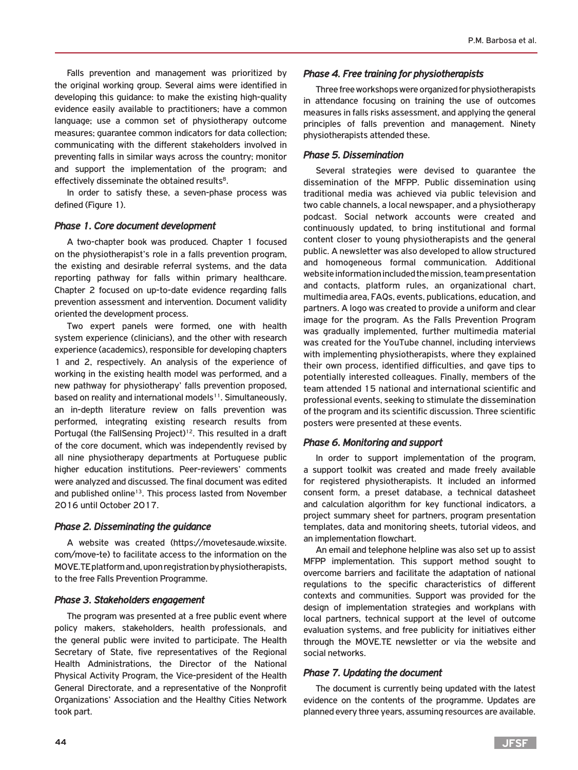Falls prevention and management was prioritized by the original working group. Several aims were identified in developing this guidance: to make the existing high-quality evidence easily available to practitioners; have a common language; use a common set of physiotherapy outcome measures; guarantee common indicators for data collection; communicating with the different stakeholders involved in preventing falls in similar ways across the country; monitor and support the implementation of the program; and effectively disseminate the obtained results[8].

In order to satisfy these, a seven-phase process was defined (Figure 1).

### *Phase 1. Core document development*

A two-chapter book was produced. Chapter 1 focused on the physiotherapist's role in a falls prevention program, the existing and desirable referral systems, and the data reporting pathway for falls within primary healthcare. Chapter 2 focused on up-to-date evidence regarding falls prevention assessment and intervention. Document validity oriented the development process.

Two expert panels were formed, one with health system experience (clinicians), and the other with research experience (academics), responsible for developing chapters 1 and 2, respectively. An analysis of the experience of working in the existing health model was performed, and a new pathway for physiotherapy' falls prevention proposed, based on reality and international models[11]. Simultaneously, an in-depth literature review on falls prevention was performed, integrating existing research results from Portugal (the FallSensing Project)[12]. This resulted in a draft of the core document, which was independently revised by all nine physiotherapy departments at Portuguese public higher education institutions. Peer-reviewers' comments were analyzed and discussed. The final document was edited and published online[13]. This process lasted from November 2016 until October 2017.

### *Phase 2. Disseminating the guidance*

A website was created (https://movetesaude.wixsite.com/move-te) to facilitate access to the information on the MOVE.TE platform and, upon registration by physiotherapists, to the free Falls Prevention Programme.

### *Phase 3. Stakeholders engagement*

The program was presented at a free public event where policy makers, stakeholders, health professionals, and the general public were invited to participate. The Health Secretary of State, five representatives of the Regional Health Administrations, the Director of the National Physical Activity Program, the Vice-president of the Health General Directorate, and a representative of the Nonprofit Organizations' Association and the Healthy Cities Network took part.

### *Phase 4. Free training for physiotherapists*

Three free workshops were organized for physiotherapists in attendance focusing on training the use of outcomes measures in falls risks assessment, and applying the general principles of falls prevention and management. Ninety physiotherapists attended these.

### *Phase 5. Dissemination*

Several strategies were devised to guarantee the dissemination of the MFPP. Public dissemination using traditional media was achieved via public television and two cable channels, a local newspaper, and a physiotherapy podcast. Social network accounts were created and continuously updated, to bring institutional and formal content closer to young physiotherapists and the general public. A newsletter was also developed to allow structured and homogeneous formal communication. Additional website information included the mission, team presentation and contacts, platform rules, an organizational chart, multimedia area, FAQs, events, publications, education, and partners. A logo was created to provide a uniform and clear image for the program. As the Falls Prevention Program was gradually implemented, further multimedia material was created for the YouTube channel, including interviews with implementing physiotherapists, where they explained their own process, identified difficulties, and gave tips to potentially interested colleagues. Finally, members of the team attended 15 national and international scientific and professional events, seeking to stimulate the dissemination of the program and its scientific discussion. Three scientific posters were presented at these events.

### *Phase 6. Monitoring and support*

In order to support implementation of the program, a support toolkit was created and made freely available for registered physiotherapists. It included an informed consent form, a preset database, a technical datasheet and calculation algorithm for key functional indicators, a project summary sheet for partners, program presentation templates, data and monitoring sheets, tutorial videos, and an implementation flowchart.

An email and telephone helpline was also set up to assist MFPP implementation. This support method sought to overcome barriers and facilitate the adaptation of national regulations to the specific characteristics of different contexts and communities. Support was provided for the design of implementation strategies and workplans with local partners, technical support at the level of outcome evaluation systems, and free publicity for initiatives either through the MOVE.TE newsletter or via the website and social networks.

### *Phase 7. Updating the document*

The document is currently being updated with the latest evidence on the contents of the programme. Updates are planned every three years, assuming resources are available.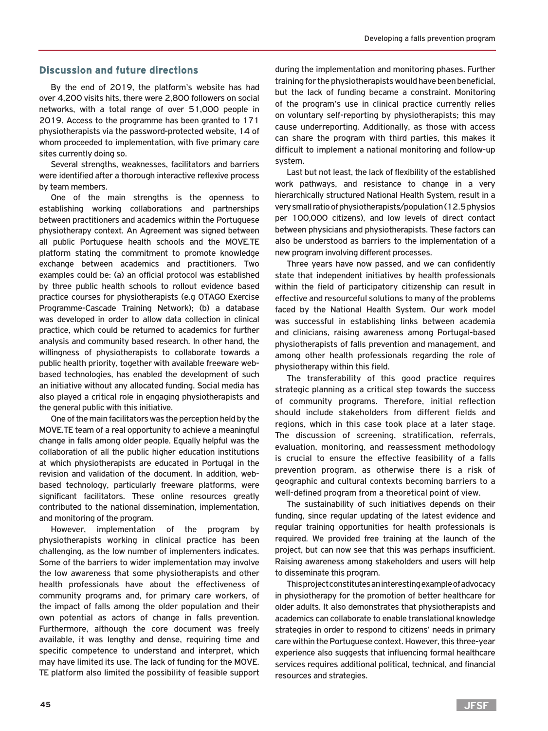## Discussion and future directions

By the end of 2019, the platform's website has had over 4,200 visits hits, there were 2,800 followers on social networks, with a total range of over 51,000 people in 2019. Access to the programme has been granted to 171 physiotherapists via the password-protected website, 14 of whom proceeded to implementation, with five primary care sites currently doing so.

Several strengths, weaknesses, facilitators and barriers were identified after a thorough interactive reflexive process by team members.

One of the main strengths is the openness to establishing working collaborations and partnerships between practitioners and academics within the Portuguese physiotherapy context. An Agreement was signed between all public Portuguese health schools and the MOVE.TE platform stating the commitment to promote knowledge exchange between academics and practitioners. Two examples could be: (a) an official protocol was established by three public health schools to rollout evidence based practice courses for physiotherapists (e.g OTAGO Exercise Programme-Cascade Training Network); (b) a database was developed in order to allow data collection in clinical practice, which could be returned to academics for further analysis and community based research. In other hand, the willingness of physiotherapists to collaborate towards a public health priority, together with available freeware web-based technologies, has enabled the development of such an initiative without any allocated funding. Social media has also played a critical role in engaging physiotherapists and the general public with this initiative.

One of the main facilitators was the perception held by the MOVE.TE team of a real opportunity to achieve a meaningful change in falls among older people. Equally helpful was the collaboration of all the public higher education institutions at which physiotherapists are educated in Portugal in the revision and validation of the document. In addition, web-based technology, particularly freeware platforms, were significant facilitators. These online resources greatly contributed to the national dissemination, implementation, and monitoring of the program.

However, implementation of the program by physiotherapists working in clinical practice has been challenging, as the low number of implementers indicates. Some of the barriers to wider implementation may involve the low awareness that some physiotherapists and other health professionals have about the effectiveness of community programs and, for primary care workers, of the impact of falls among the older population and their own potential as actors of change in falls prevention. Furthermore, although the core document was freely available, it was lengthy and dense, requiring time and specific competence to understand and interpret, which may have limited its use. The lack of funding for the MOVE.TE platform also limited the possibility of feasible support during the implementation and monitoring phases. Further training for the physiotherapists would have been beneficial, but the lack of funding became a constraint. Monitoring of the program's use in clinical practice currently relies on voluntary self-reporting by physiotherapists; this may cause underreporting. Additionally, as those with access can share the program with third parties, this makes it difficult to implement a national monitoring and follow-up system.

Last but not least, the lack of flexibility of the established work pathways, and resistance to change in a very hierarchically structured National Health System, result in a very small ratio of physiotherapists/population (12.5 physios per 100,000 citizens), and low levels of direct contact between physicians and physiotherapists. These factors can also be understood as barriers to the implementation of a new program involving different processes.

Three years have now passed, and we can confidently state that independent initiatives by health professionals within the field of participatory citizenship can result in effective and resourceful solutions to many of the problems faced by the National Health System. Our work model was successful in establishing links between academia and clinicians, raising awareness among Portugal-based physiotherapists of falls prevention and management, and among other health professionals regarding the role of physiotherapy within this field.

The transferability of this good practice requires strategic planning as a critical step towards the success of community programs. Therefore, initial reflection should include stakeholders from different fields and regions, which in this case took place at a later stage. The discussion of screening, stratification, referrals, evaluation, monitoring, and reassessment methodology is crucial to ensure the effective feasibility of a falls prevention program, as otherwise there is a risk of geographic and cultural contexts becoming barriers to a well-defined program from a theoretical point of view.

The sustainability of such initiatives depends on their funding, since regular updating of the latest evidence and regular training opportunities for health professionals is required. We provided free training at the launch of the project, but can now see that this was perhaps insufficient. Raising awareness among stakeholders and users will help to disseminate this program.

This project constitutes an interesting example of advocacy in physiotherapy for the promotion of better healthcare for older adults. It also demonstrates that physiotherapists and academics can collaborate to enable translational knowledge strategies in order to respond to citizens' needs in primary care within the Portuguese context. However, this three-year experience also suggests that influencing formal healthcare services requires additional political, technical, and financial resources and strategies.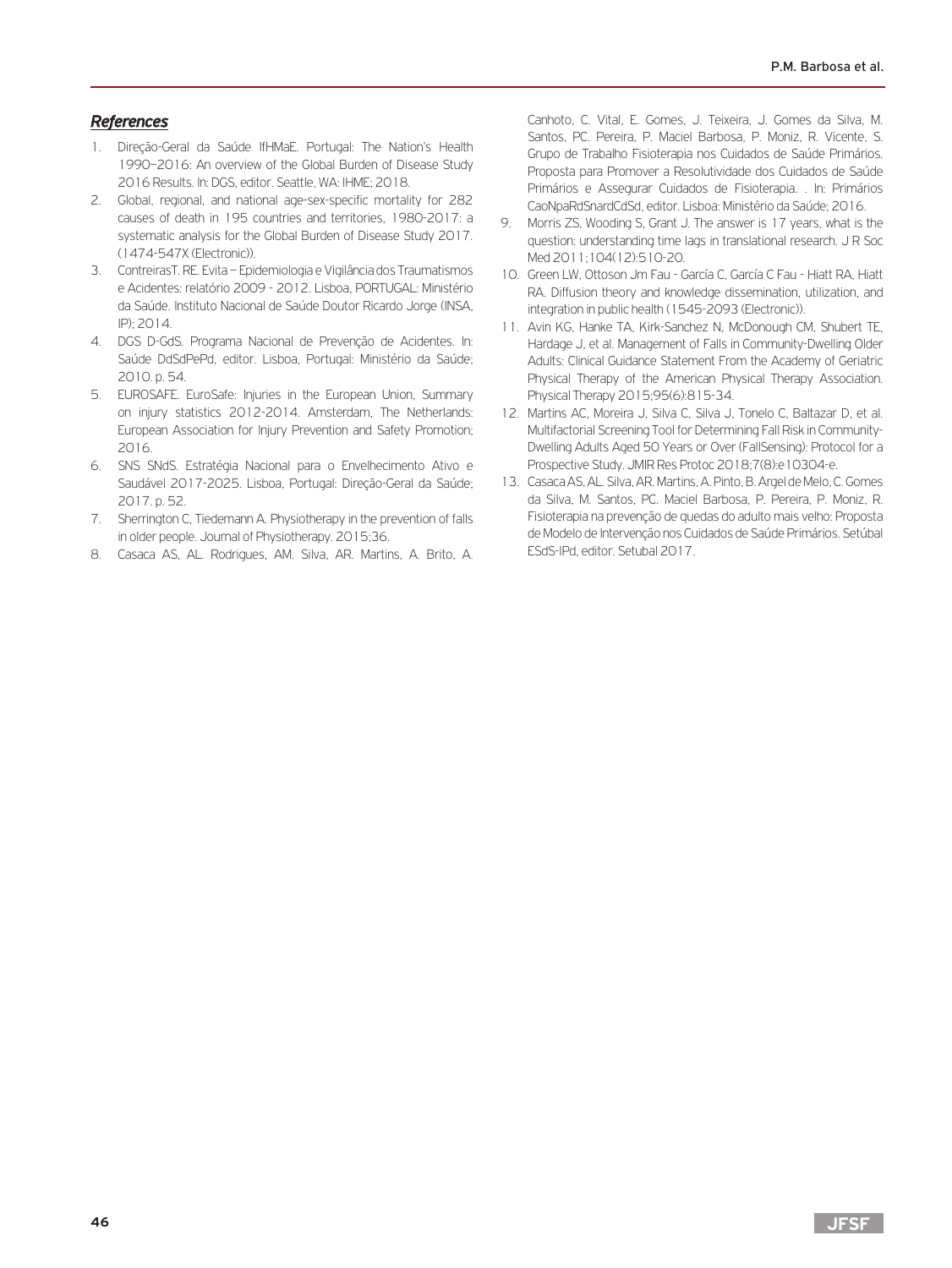## *References*

1. Direção-Geral da Saúde IfHMaE. Portugal: The Nation's Health 1990—2016: An overview of the Global Burden of Disease Study 2016 Results. In: DGS, editor. Seattle, WA: IHME; 2018.
2. Global, regional, and national age-sex-specific mortality for 282 causes of death in 195 countries and territories, 1980-2017: a systematic analysis for the Global Burden of Disease Study 2017. (1474-547X (Electronic)).
3. ContreirasT. RE. Evita – Epidemiologia e Vigilância dos Traumatismos e Acidentes: relatório 2009 - 2012. Lisboa, PORTUGAL: Ministério da Saúde. Instituto Nacional de Saúde Doutor Ricardo Jorge (INSA, IP); 2014.
4. DGS D-GdS. Programa Nacional de Prevenção de Acidentes. In: Saúde DdSdPePd, editor. Lisboa, Portugal: Ministério da Saúde; 2010. p. 54.
5. EUROSAFE. EuroSafe: Injuries in the European Union, Summary on injury statistics 2012-2014. Amsterdam, The Netherlands: European Association for Injury Prevention and Safety Promotion; 2016.
6. SNS SNdS. Estratégia Nacional para o Envelhecimento Ativo e Saudável 2017-2025. Lisboa, Portugal: Direção-Geral da Saúde; 2017. p. 52.
7. Sherrington C, Tiedemann A. Physiotherapy in the prevention of falls in older people. Journal of Physiotherapy. 2015;36.
8. Casaca AS, AL. Rodrigues, AM. Silva, AR. Martins, A. Brito, A. Canhoto, C. Vital, E. Gomes, J. Teixeira, J. Gomes da Silva, M. Santos, PC. Pereira, P. Maciel Barbosa, P. Moniz, R. Vicente, S. Grupo de Trabalho Fisioterapia nos Cuidados de Saúde Primários. Proposta para Promover a Resolutividade dos Cuidados de Saúde Primários e Assegurar Cuidados de Fisioterapia. . In: Primários CaoNpaRdSnardCdSd, editor. Lisboa: Ministério da Saúde; 2016.
9. Morris ZS, Wooding S, Grant J. The answer is 17 years, what is the question: understanding time lags in translational research. J R Soc Med 2011;104(12):510-20.
10. Green LW, Ottoson Jm Fau - García C, García C Fau - Hiatt RA, Hiatt RA. Diffusion theory and knowledge dissemination, utilization, and integration in public health (1545-2093 (Electronic)).
11. Avin KG, Hanke TA, Kirk-Sanchez N, McDonough CM, Shubert TE, Hardage J, et al. Management of Falls in Community-Dwelling Older Adults: Clinical Guidance Statement From the Academy of Geriatric Physical Therapy of the American Physical Therapy Association. Physical Therapy 2015;95(6):815-34.
12. Martins AC, Moreira J, Silva C, Silva J, Tonelo C, Baltazar D, et al. Multifactorial Screening Tool for Determining Fall Risk in Community-Dwelling Adults Aged 50 Years or Over (FallSensing): Protocol for a Prospective Study. JMIR Res Protoc 2018;7(8):e10304-e.
13. Casaca AS, AL. Silva, AR. Martins, A. Pinto, B. Argel de Melo, C. Gomes da Silva, M. Santos, PC. Maciel Barbosa, P. Pereira, P. Moniz, R. Fisioterapia na prevenção de quedas do adulto mais velho: Proposta de Modelo de Intervenção nos Cuidados de Saúde Primários. Setúbal ESdS-IPd, editor. Setubal 2017.